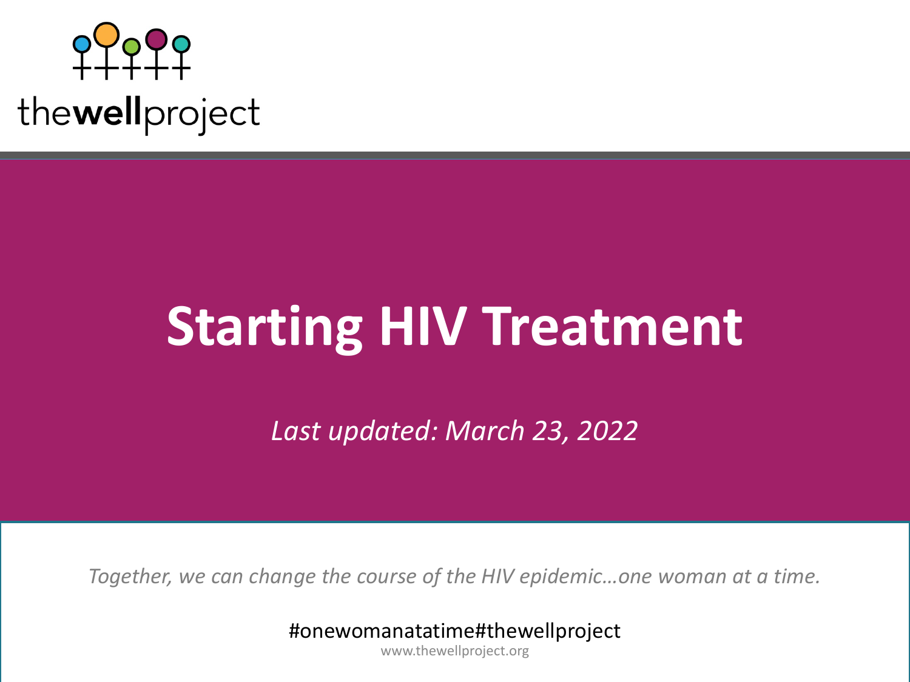thewellproject

# Starting HIV Treatment

*Last updated: March 23, 2022*

*Together, we can change the course of the HIV epidemic…one woman at a time.*

#onewomanatatime#thewellproject

www.thewellproject.org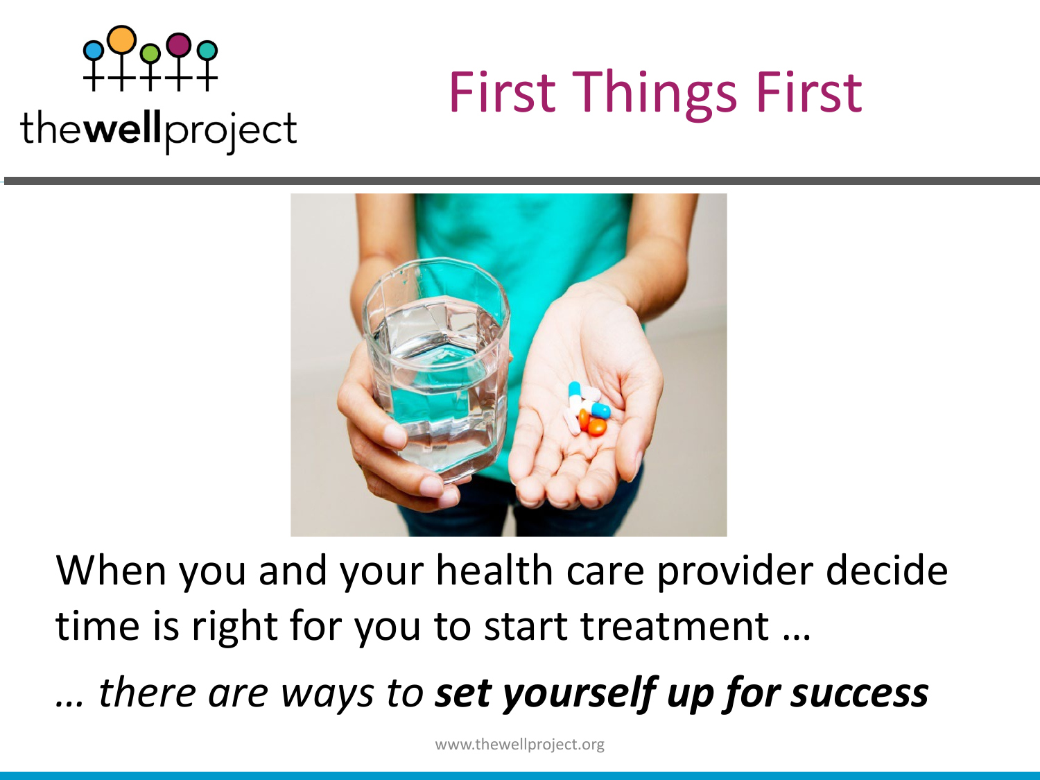# First Things First

When you and your health care provider decide time is right for you to start treatment …

*… there are ways to* ***set yourself up for success***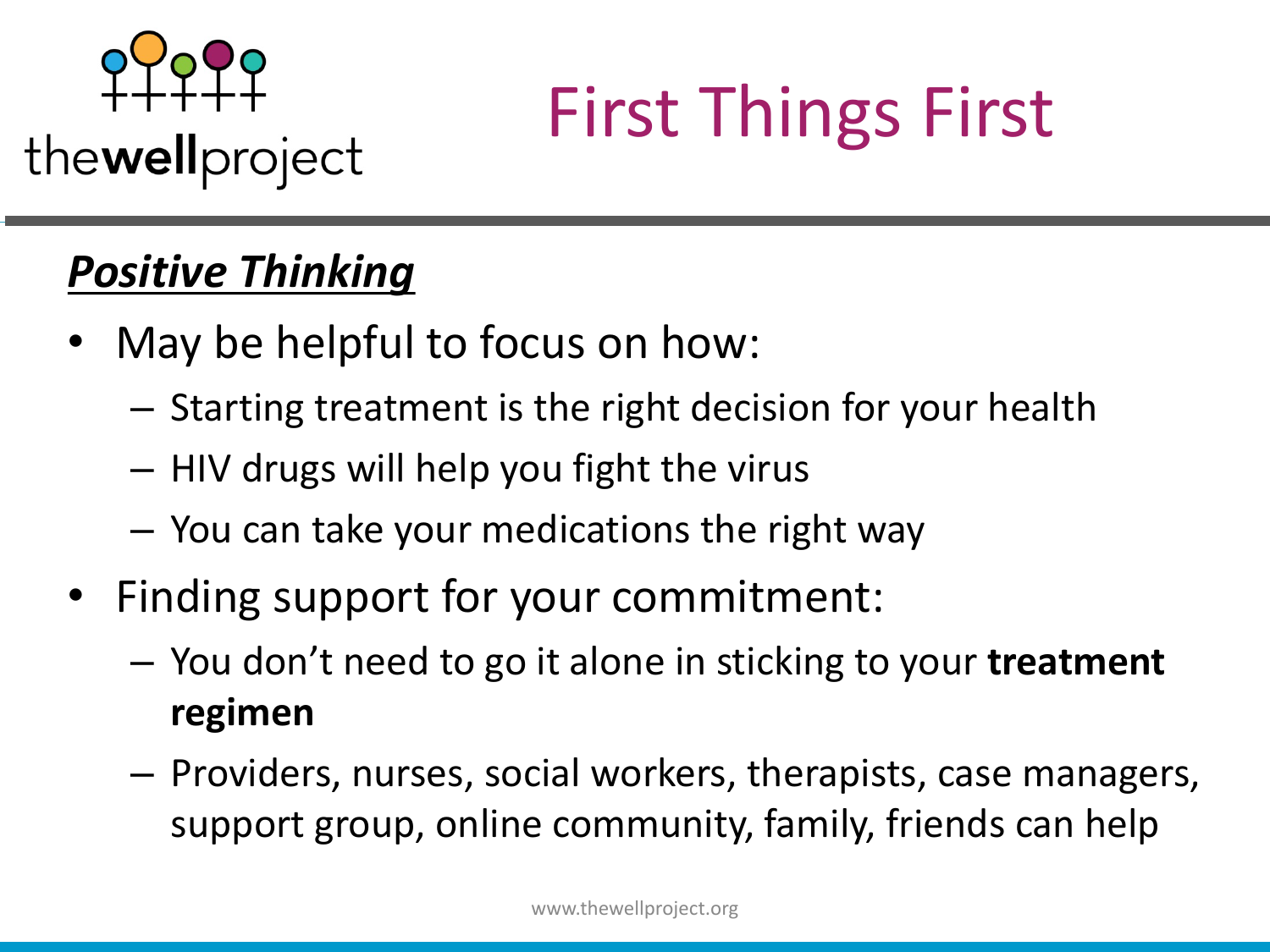# First Things First

***Positive Thinking***

- May be helpful to focus on how:
  - Starting treatment is the right decision for your health
  - HIV drugs will help you fight the virus
  - You can take your medications the right way
- Finding support for your commitment:
  - You don't need to go it alone in sticking to your **treatment regimen**
  - Providers, nurses, social workers, therapists, case managers, support group, online community, family, friends can help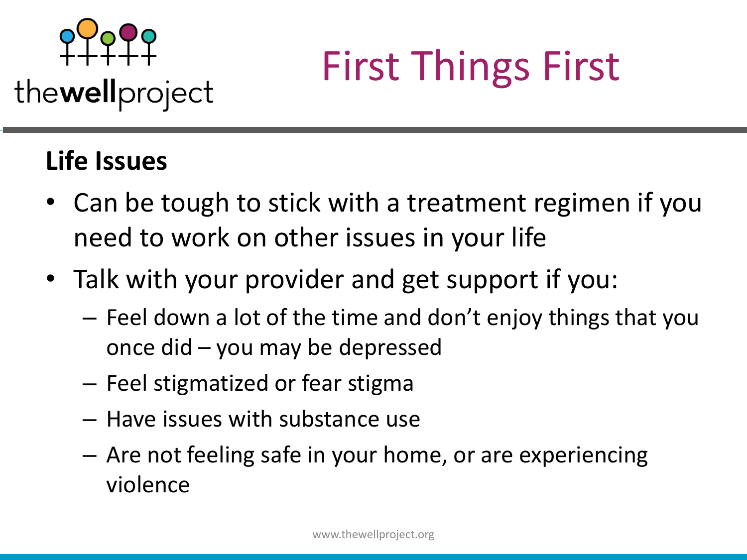# First Things First

**Life Issues**

- Can be tough to stick with a treatment regimen if you need to work on other issues in your life
- Talk with your provider and get support if you:
  - Feel down a lot of the time and don't enjoy things that you once did – you may be depressed
  - Feel stigmatized or fear stigma
  - Have issues with substance use
  - Are not feeling safe in your home, or are experiencing violence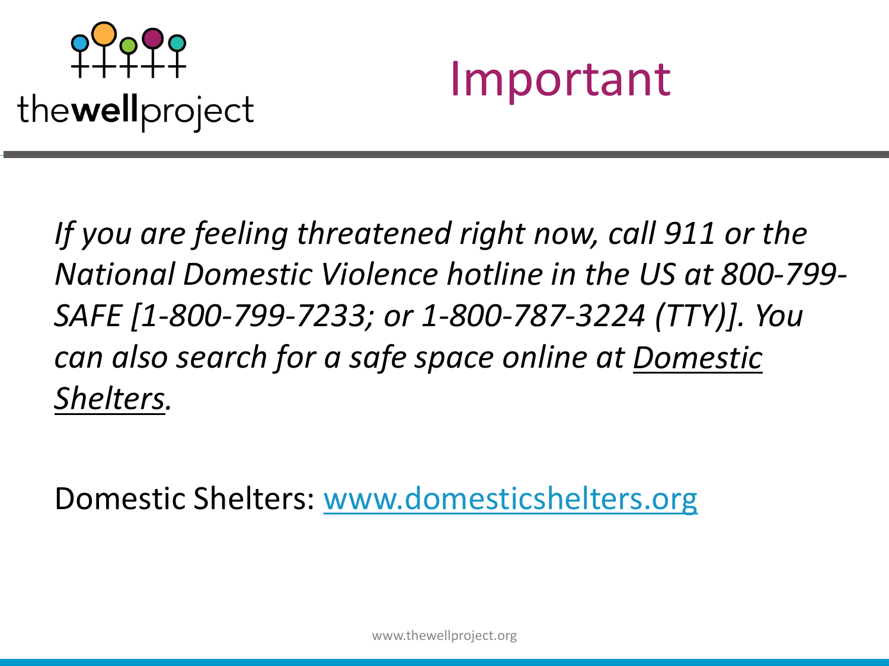# Important

*If you are feeling threatened right now, call 911 or the National Domestic Violence hotline in the US at 800-799-SAFE [1-800-799-7233; or 1-800-787-3224 (TTY)]. You can also search for a safe space online at Domestic Shelters.*

Domestic Shelters: www.domesticshelters.org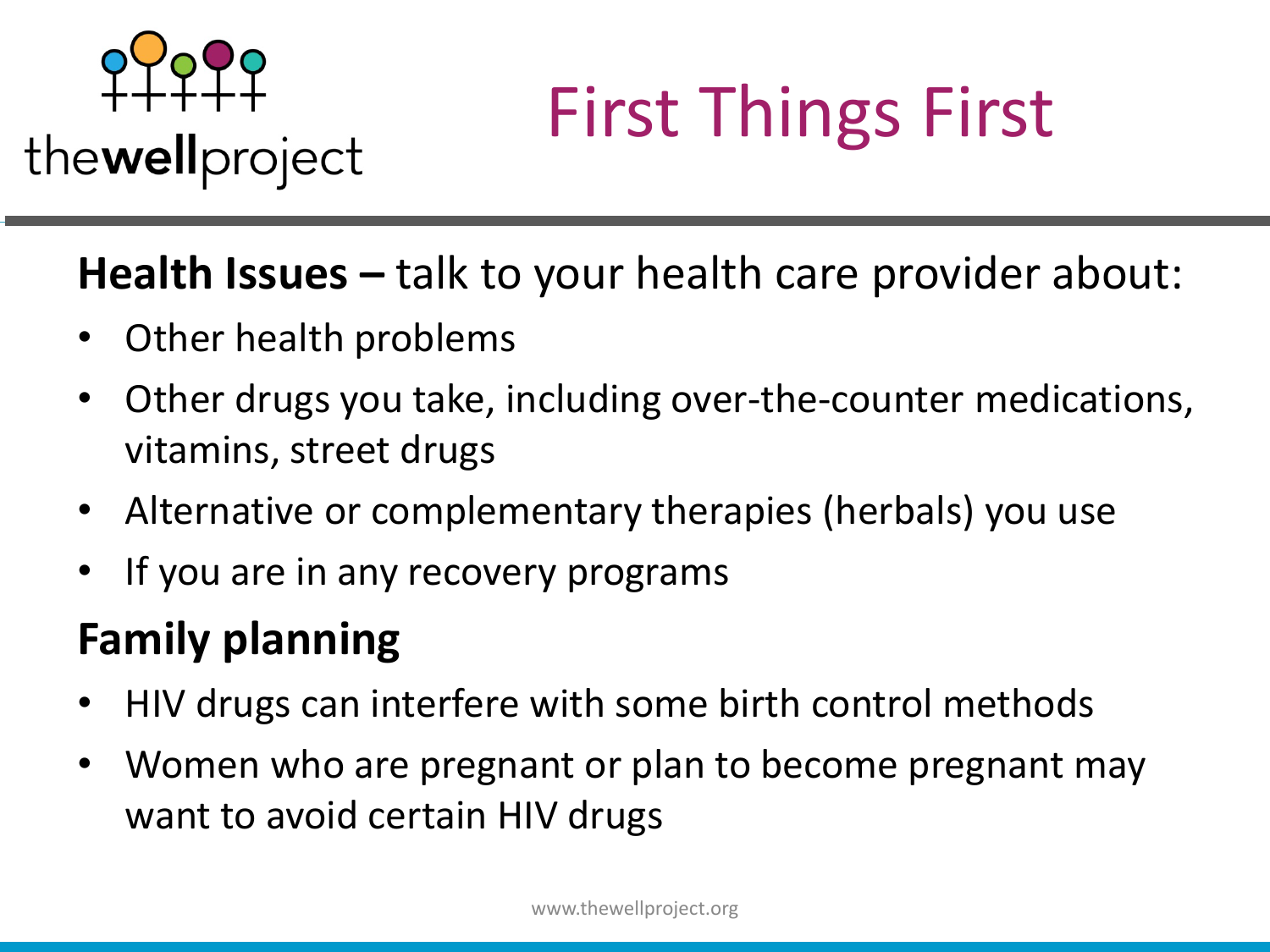# First Things First

**Health Issues –** talk to your health care provider about:

- Other health problems
- Other drugs you take, including over-the-counter medications, vitamins, street drugs
- Alternative or complementary therapies (herbals) you use
- If you are in any recovery programs

**Family planning**

- HIV drugs can interfere with some birth control methods
- Women who are pregnant or plan to become pregnant may want to avoid certain HIV drugs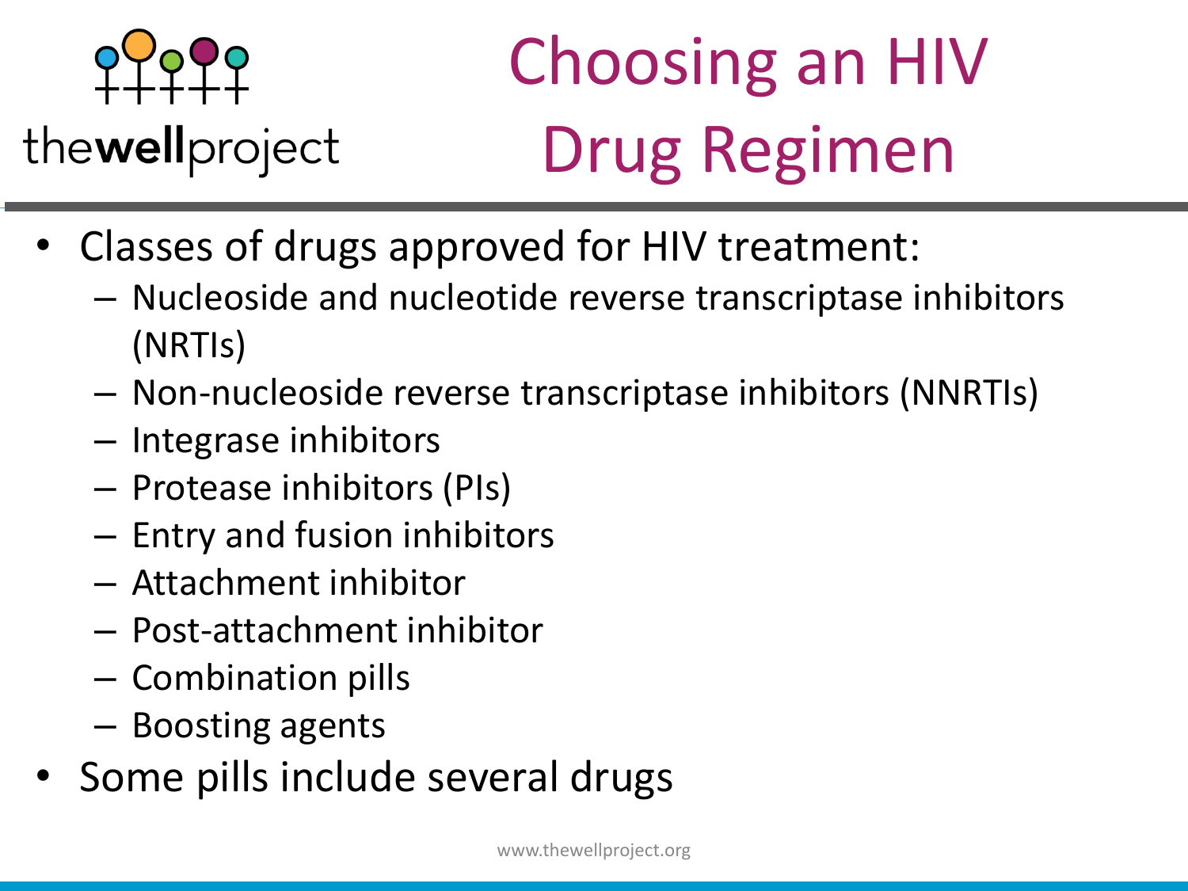# Choosing an HIV Drug Regimen

- Classes of drugs approved for HIV treatment:
  - Nucleoside and nucleotide reverse transcriptase inhibitors (NRTIs)
  - Non-nucleoside reverse transcriptase inhibitors (NNRTIs)
  - Integrase inhibitors
  - Protease inhibitors (PIs)
  - Entry and fusion inhibitors
  - Attachment inhibitor
  - Post-attachment inhibitor
  - Combination pills
  - Boosting agents
- Some pills include several drugs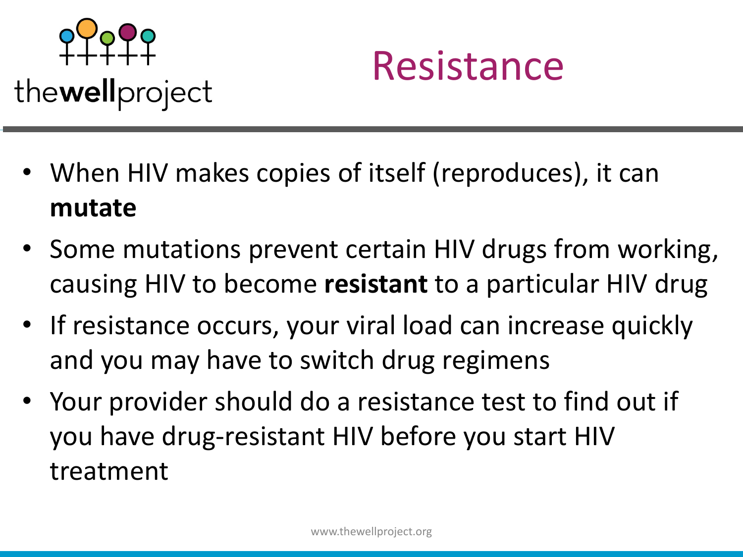# Resistance

- When HIV makes copies of itself (reproduces), it can **mutate**
- Some mutations prevent certain HIV drugs from working, causing HIV to become **resistant** to a particular HIV drug
- If resistance occurs, your viral load can increase quickly and you may have to switch drug regimens
- Your provider should do a resistance test to find out if you have drug-resistant HIV before you start HIV treatment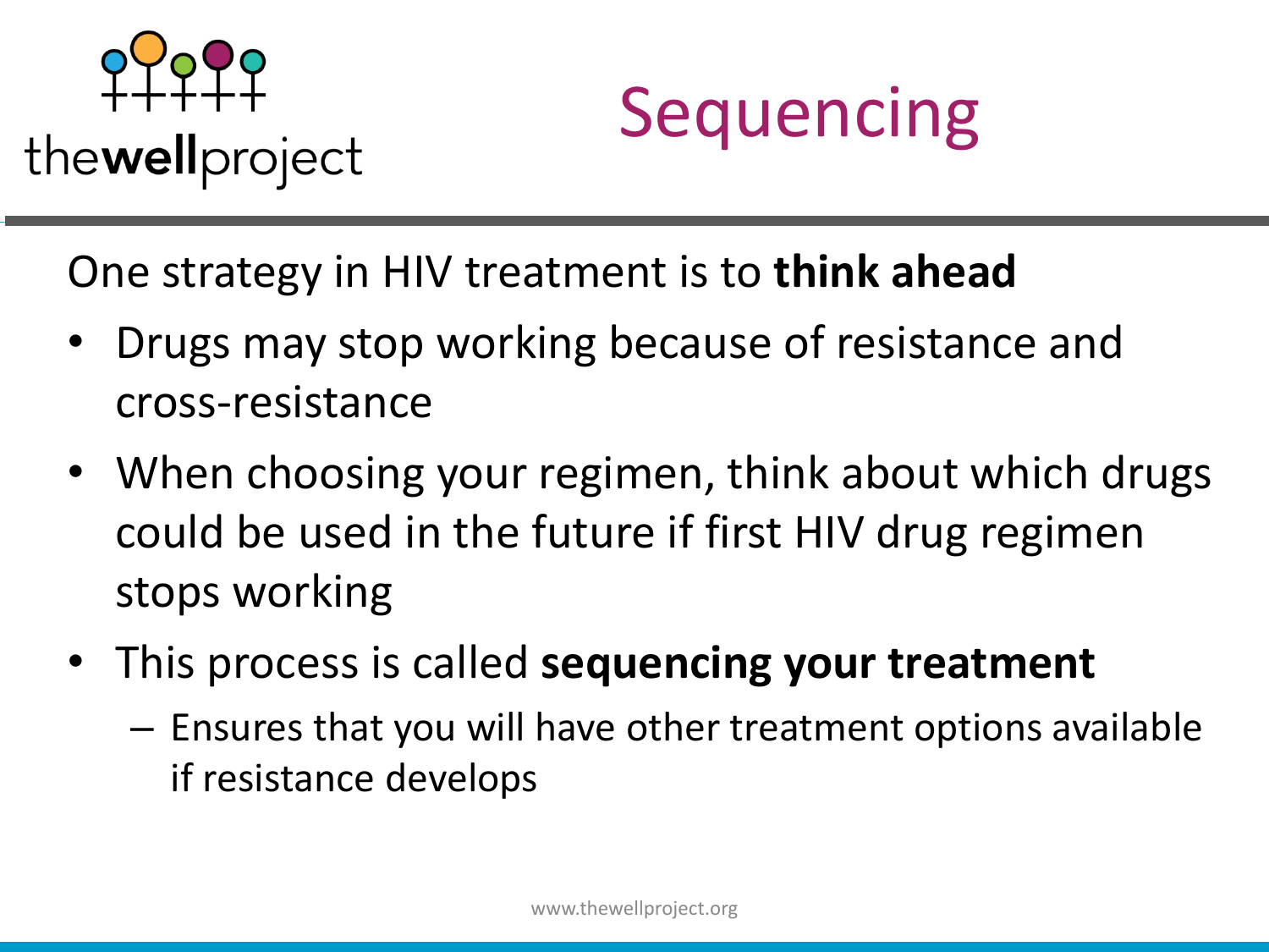# Sequencing

One strategy in HIV treatment is to **think ahead**

- Drugs may stop working because of resistance and cross-resistance
- When choosing your regimen, think about which drugs could be used in the future if first HIV drug regimen stops working
- This process is called **sequencing your treatment**
  - Ensures that you will have other treatment options available if resistance develops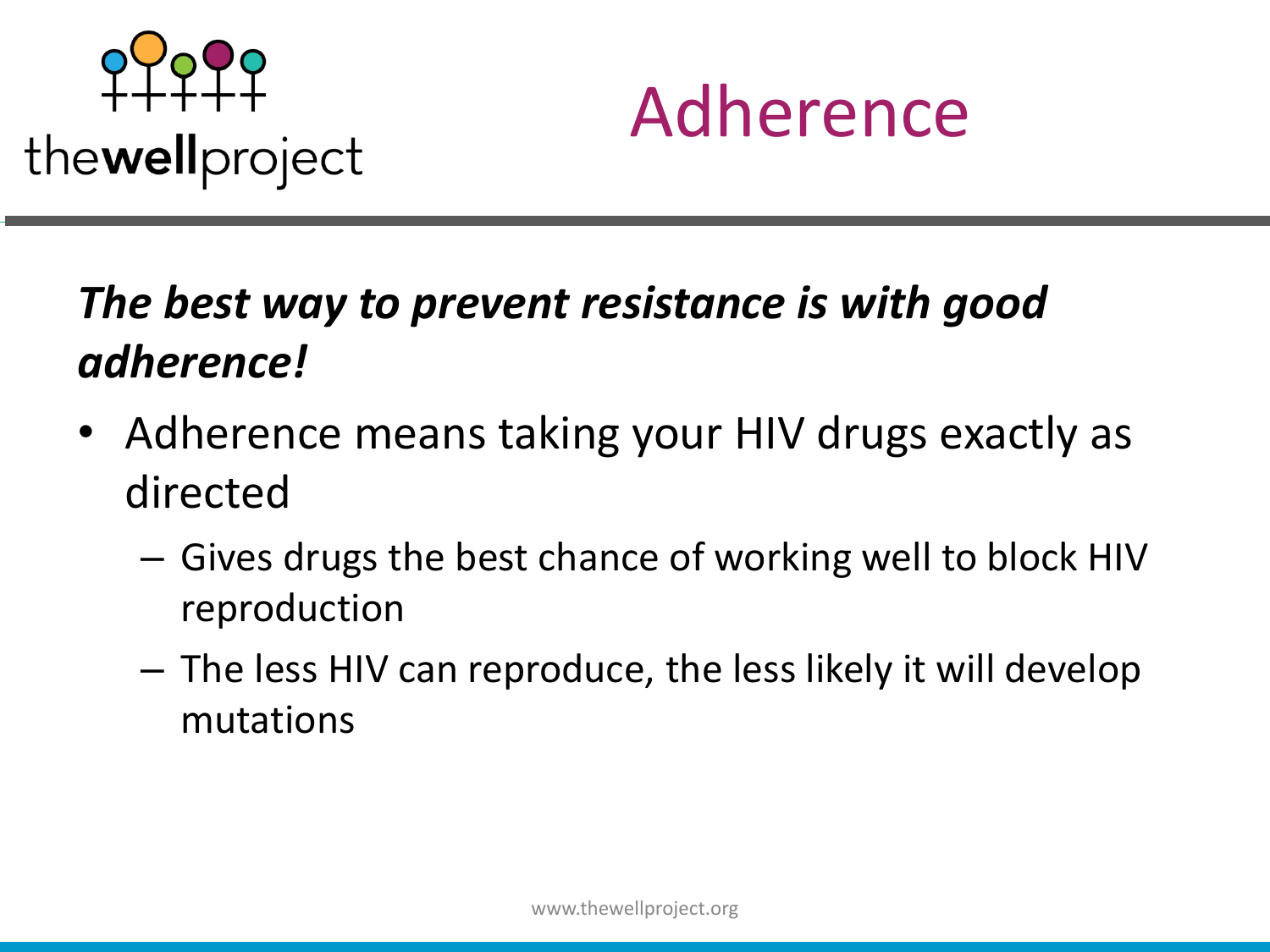# Adherence

***The best way to prevent resistance is with good adherence!***

- Adherence means taking your HIV drugs exactly as directed
  - Gives drugs the best chance of working well to block HIV reproduction
  - The less HIV can reproduce, the less likely it will develop mutations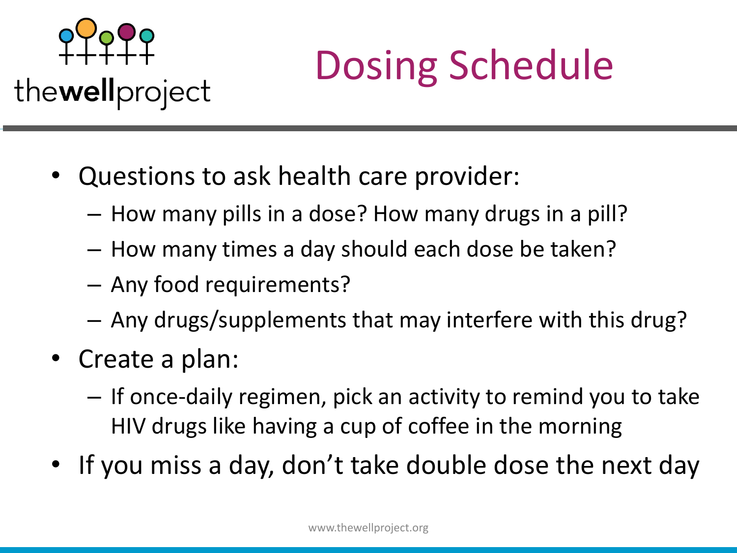# Dosing Schedule

- Questions to ask health care provider:
  - How many pills in a dose? How many drugs in a pill?
  - How many times a day should each dose be taken?
  - Any food requirements?
  - Any drugs/supplements that may interfere with this drug?
- Create a plan:
  - If once-daily regimen, pick an activity to remind you to take HIV drugs like having a cup of coffee in the morning
- If you miss a day, don't take double dose the next day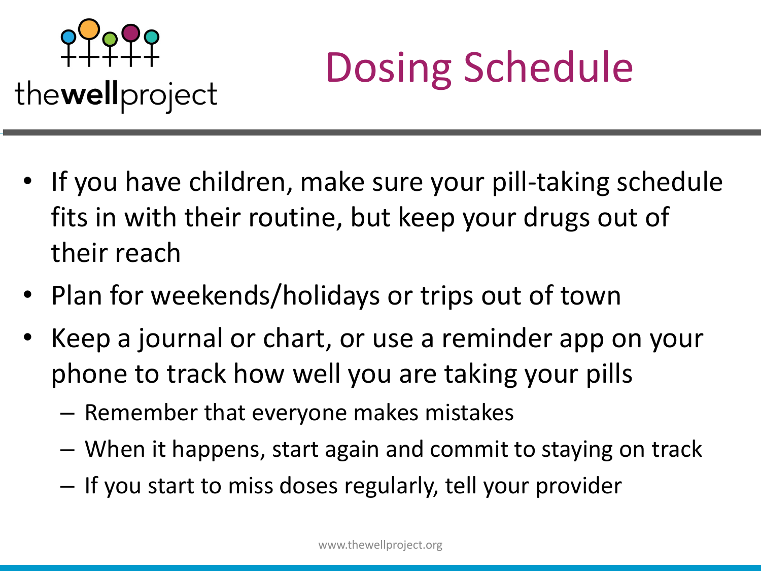# Dosing Schedule

- If you have children, make sure your pill-taking schedule fits in with their routine, but keep your drugs out of their reach
- Plan for weekends/holidays or trips out of town
- Keep a journal or chart, or use a reminder app on your phone to track how well you are taking your pills
  - Remember that everyone makes mistakes
  - When it happens, start again and commit to staying on track
  - If you start to miss doses regularly, tell your provider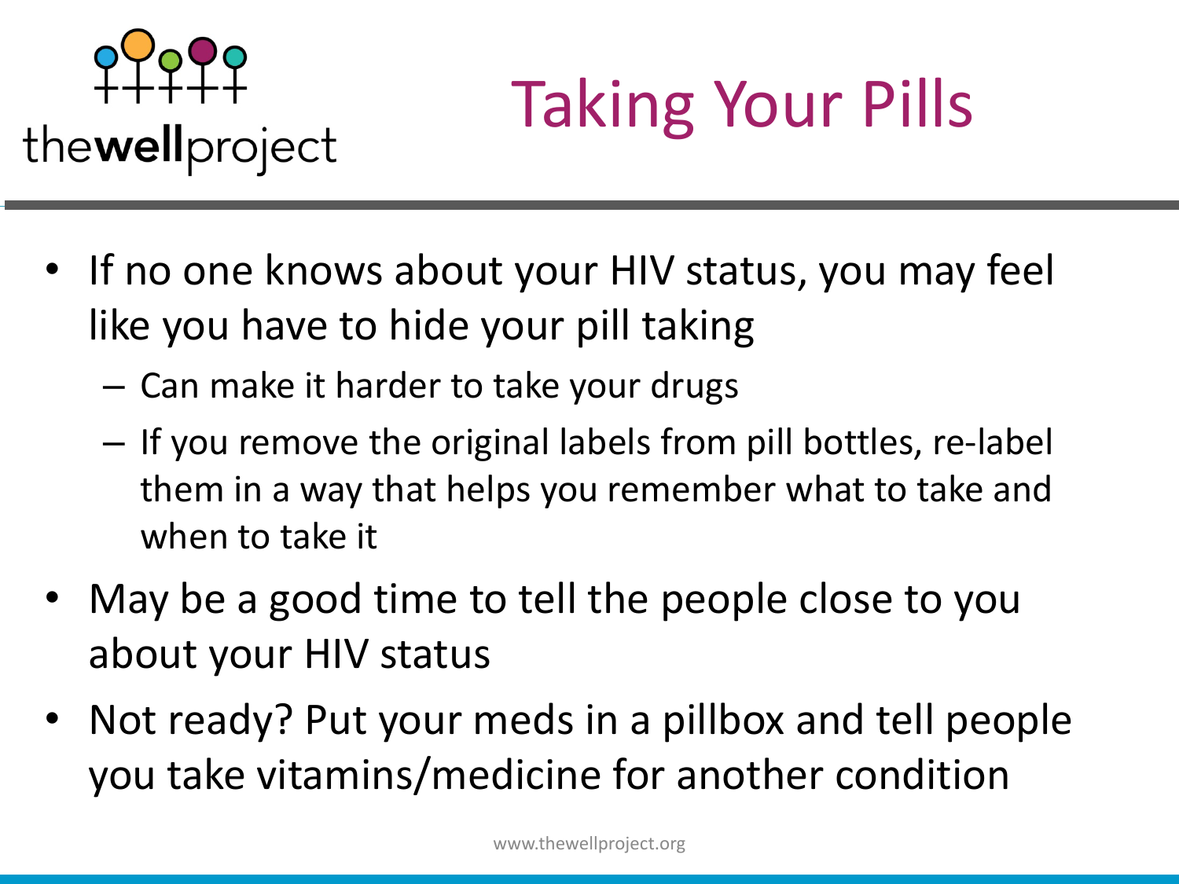# Taking Your Pills

- If no one knows about your HIV status, you may feel like you have to hide your pill taking
  - Can make it harder to take your drugs
  - If you remove the original labels from pill bottles, re-label them in a way that helps you remember what to take and when to take it
- May be a good time to tell the people close to you about your HIV status
- Not ready? Put your meds in a pillbox and tell people you take vitamins/medicine for another condition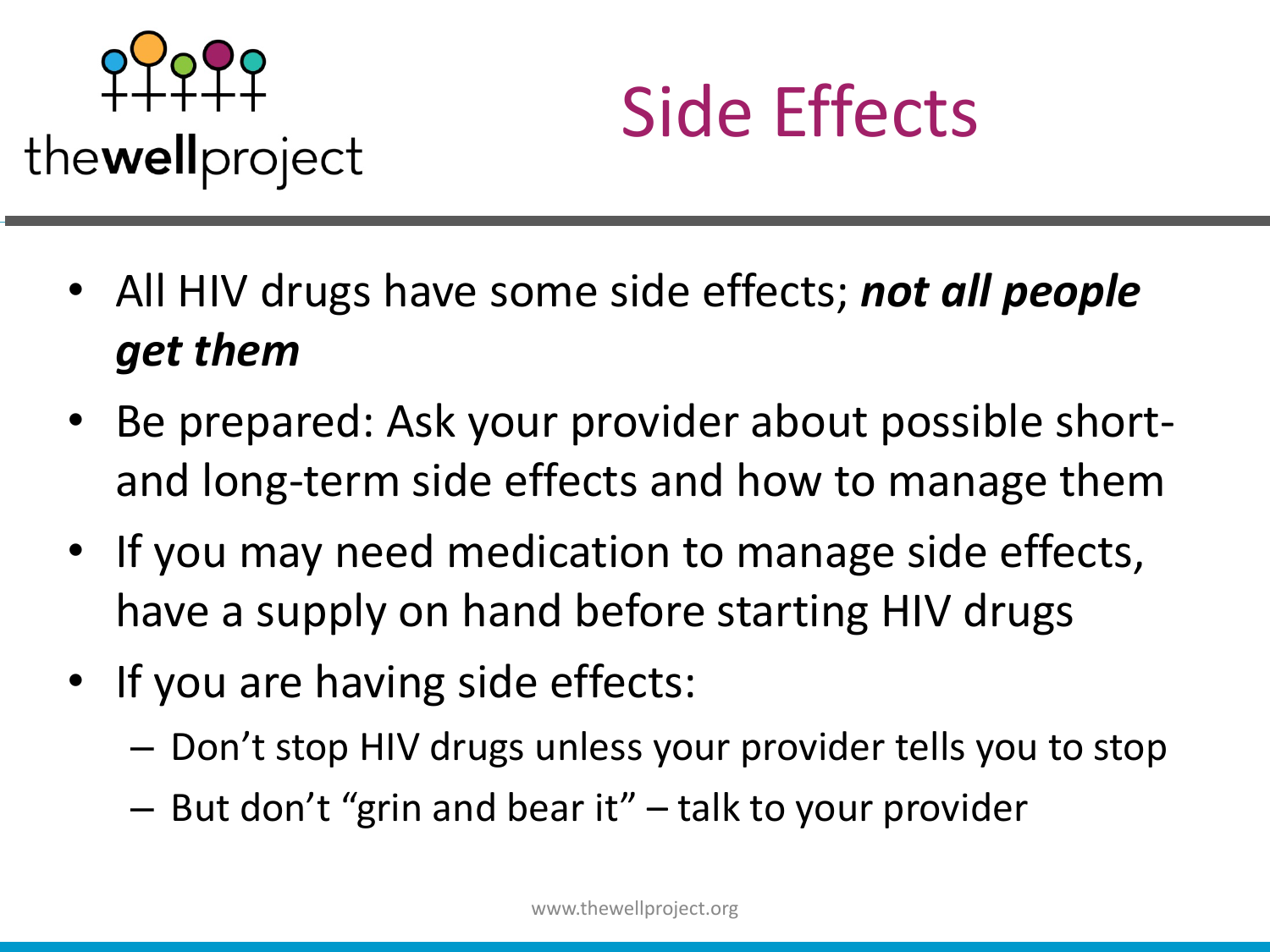# Side Effects

- All HIV drugs have some side effects; ***not all people get them***
- Be prepared: Ask your provider about possible short- and long-term side effects and how to manage them
- If you may need medication to manage side effects, have a supply on hand before starting HIV drugs
- If you are having side effects:
  - Don't stop HIV drugs unless your provider tells you to stop
  - But don't "grin and bear it" – talk to your provider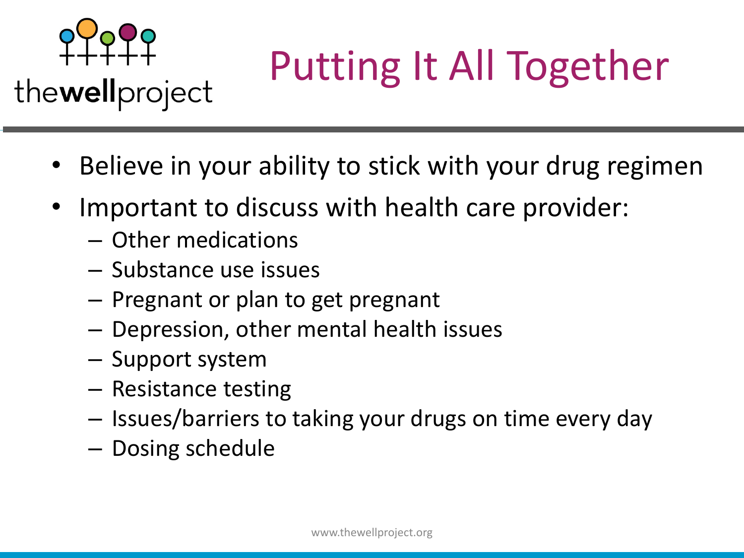# Putting It All Together

- Believe in your ability to stick with your drug regimen
- Important to discuss with health care provider:
  - Other medications
  - Substance use issues
  - Pregnant or plan to get pregnant
  - Depression, other mental health issues
  - Support system
  - Resistance testing
  - Issues/barriers to taking your drugs on time every day
  - Dosing schedule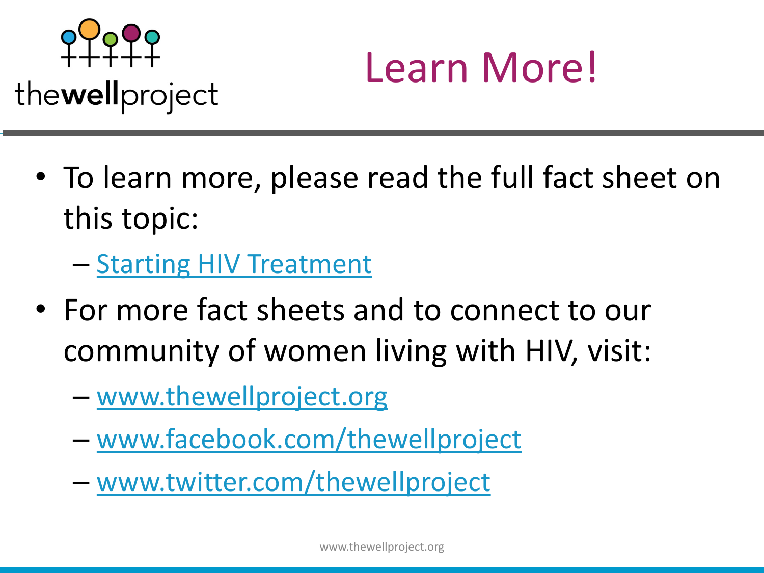# Learn More!

- To learn more, please read the full fact sheet on this topic:
  - Starting HIV Treatment
- For more fact sheets and to connect to our community of women living with HIV, visit:
  - www.thewellproject.org
  - www.facebook.com/thewellproject
  - www.twitter.com/thewellproject